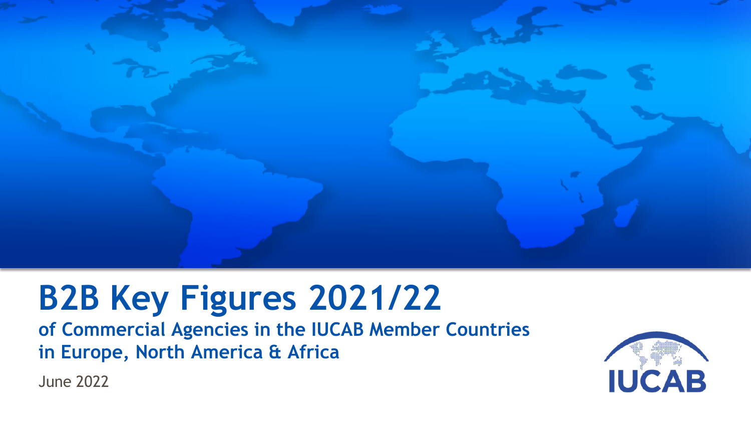# B2B Key Figures 2021/22

## of Commercial Agencies in the IUCAB Member Countries in Europe, North America & Africa

June 2022

IUCAB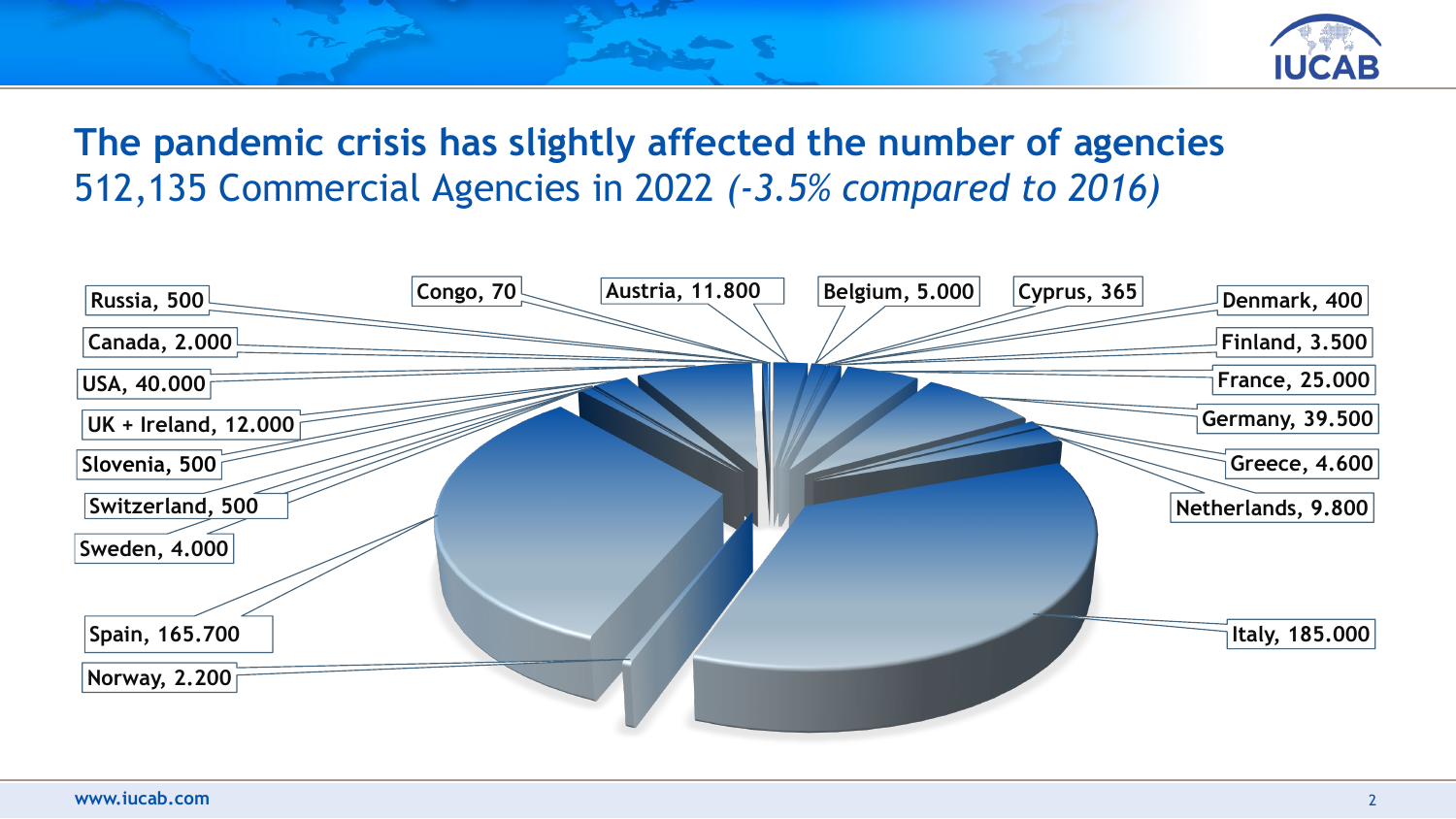# The pandemic crisis has slightly affected the number of agencies

## 512,135 Commercial Agencies in 2022 *(-3.5% compared to 2016)*

| Country | Number of agencies |
|---|---|
| Russia | 500 |
| Congo | 70 |
| Austria | 11.800 |
| Belgium | 5.000 |
| Cyprus | 365 |
| Denmark | 400 |
| Canada | 2.000 |
| Finland | 3.500 |
| USA | 40.000 |
| France | 25.000 |
| UK + Ireland | 12.000 |
| Germany | 39.500 |
| Slovenia | 500 |
| Greece | 4.600 |
| Switzerland | 500 |
| Netherlands | 9.800 |
| Sweden | 4.000 |
| Spain | 165.700 |
| Italy | 185.000 |
| Norway | 2.200 |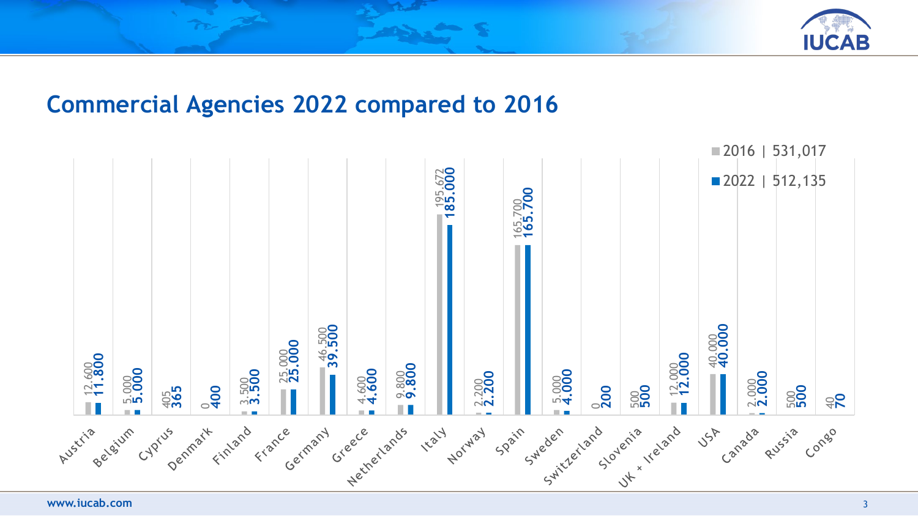## Commercial Agencies 2022 compared to 2016

| Country | 2016 | 2022 |
| --- | --- | --- |
| Austria | 12.600 | 11.800 |
| Belgium | 5.000 | 5.000 |
| Cyprus | 405 | 365 |
| Denmark | 0 | 400 |
| Finland | 3.500 | 3.500 |
| France | 25.000 | 25.000 |
| Germany | 46.500 | 39.500 |
| Greece | 4.600 | 4.600 |
| Netherlands | 9.800 | 9.800 |
| Italy | 195.672 | 185.000 |
| Norway | 2.200 | 2.200 |
| Spain | 165.700 | 165.700 |
| Sweden | 5.000 | 4.000 |
| Switzerland | 0 | 200 |
| Slovenia | 500 | 500 |
| UK + Ireland | 12.000 | 12.000 |
| USA | 40.000 | 40.000 |
| Canada | 2.000 | 2.000 |
| Russia | 500 | 500 |
| Congo | 40 | 70 |
| **Total** | **2016 \| 531,017** | **2022 \| 512,135** |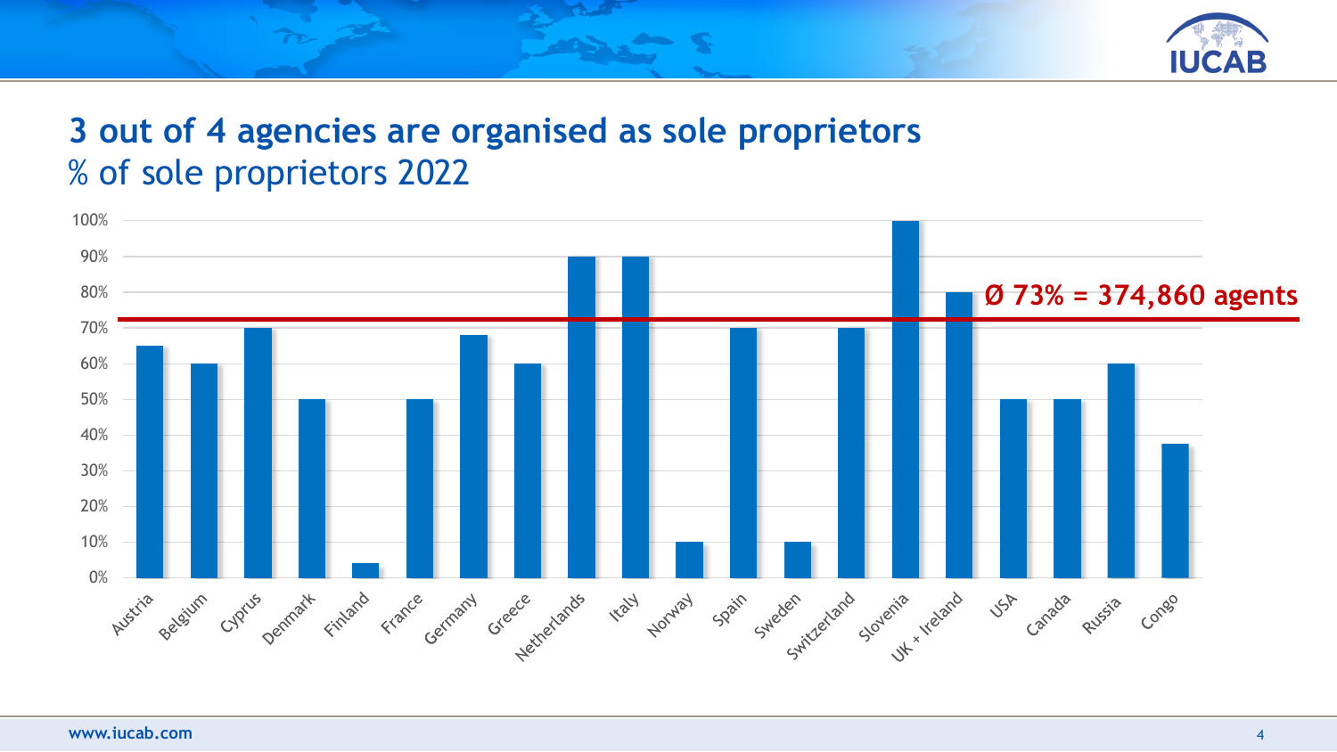# 3 out of 4 agencies are organised as sole proprietors

## % of sole proprietors 2022

Ø 73% = 374,860 agents

| Country | % of sole proprietors |
|---|---|
| Austria | 65% |
| Belgium | 60% |
| Cyprus | 70% |
| Denmark | 50% |
| Finland | 4% |
| France | 50% |
| Germany | 68% |
| Greece | 60% |
| Netherlands | 90% |
| Italy | 90% |
| Norway | 10% |
| Spain | 70% |
| Sweden | 10% |
| Switzerland | 70% |
| Slovenia | 100% |
| UK + Ireland | 80% |
| USA | 50% |
| Canada | 50% |
| Russia | 60% |
| Congo | 38% |

www.iucab.com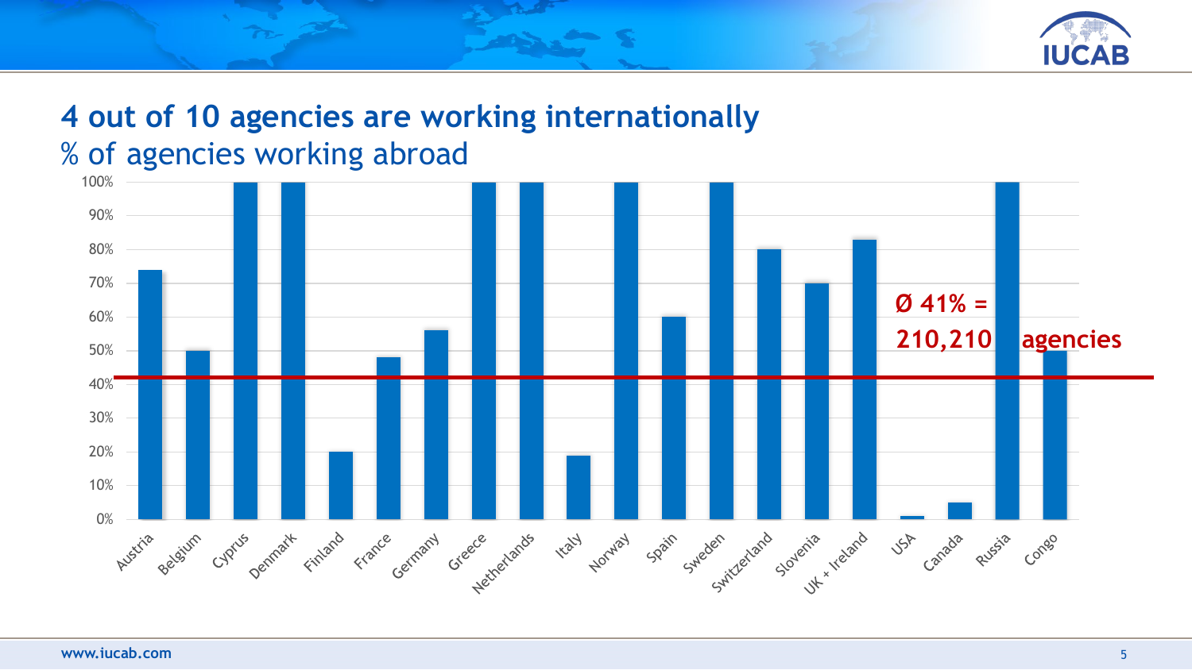# 4 out of 10 agencies are working internationally

## % of agencies working abroad

| Country | % of agencies working abroad |
| --- | --- |
| Austria | 74% |
| Belgium | 50% |
| Cyprus | 100% |
| Denmark | 100% |
| Finland | 20% |
| France | 48% |
| Germany | 56% |
| Greece | 100% |
| Netherlands | 100% |
| Italy | 19% |
| Norway | 100% |
| Spain | 60% |
| Sweden | 100% |
| Switzerland | 80% |
| Slovenia | 70% |
| UK + Ireland | 83% |
| USA | 1% |
| Canada | 5% |
| Russia | 100% |
| Congo | 50% |

Ø 41% = 210,210 agencies

www.iucab.com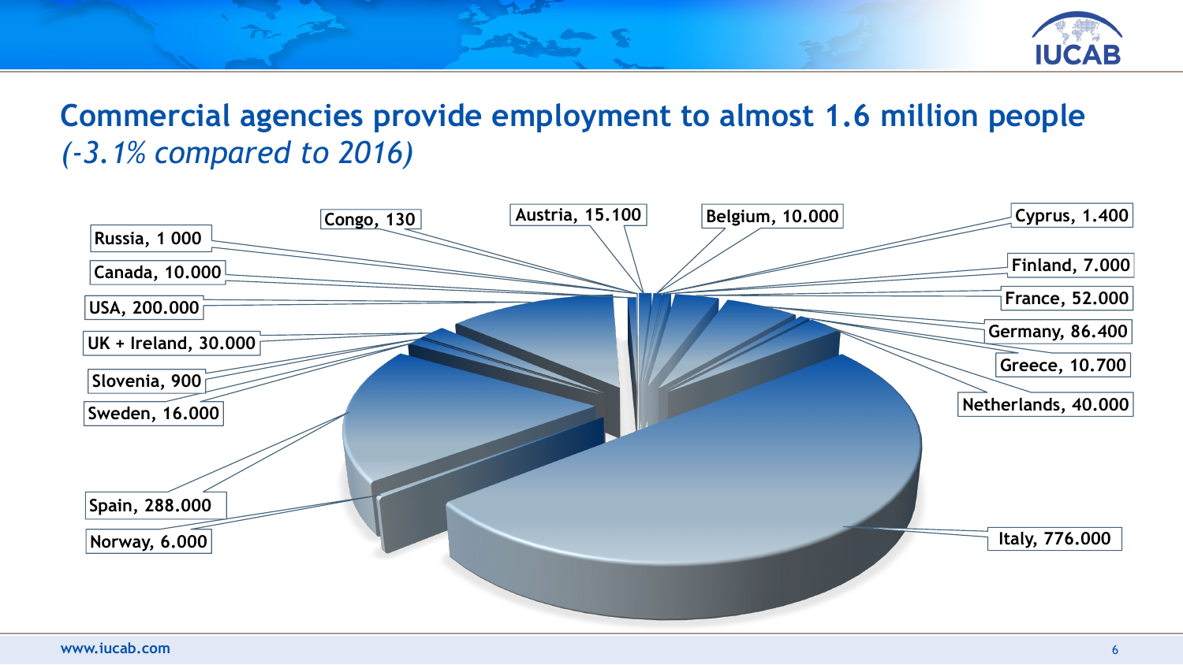# Commercial agencies provide employment to almost 1.6 million people

*(-3.1% compared to 2016)*

| Country | Employment |
| --- | --- |
| Russia | 1 000 |
| Congo | 130 |
| Austria | 15.100 |
| Belgium | 10.000 |
| Cyprus | 1.400 |
| Canada | 10.000 |
| Finland | 7.000 |
| USA | 200.000 |
| France | 52.000 |
| UK + Ireland | 30.000 |
| Germany | 86.400 |
| Slovenia | 900 |
| Greece | 10.700 |
| Sweden | 16.000 |
| Netherlands | 40.000 |
| Spain | 288.000 |
| Norway | 6.000 |
| Italy | 776.000 |

www.iucab.com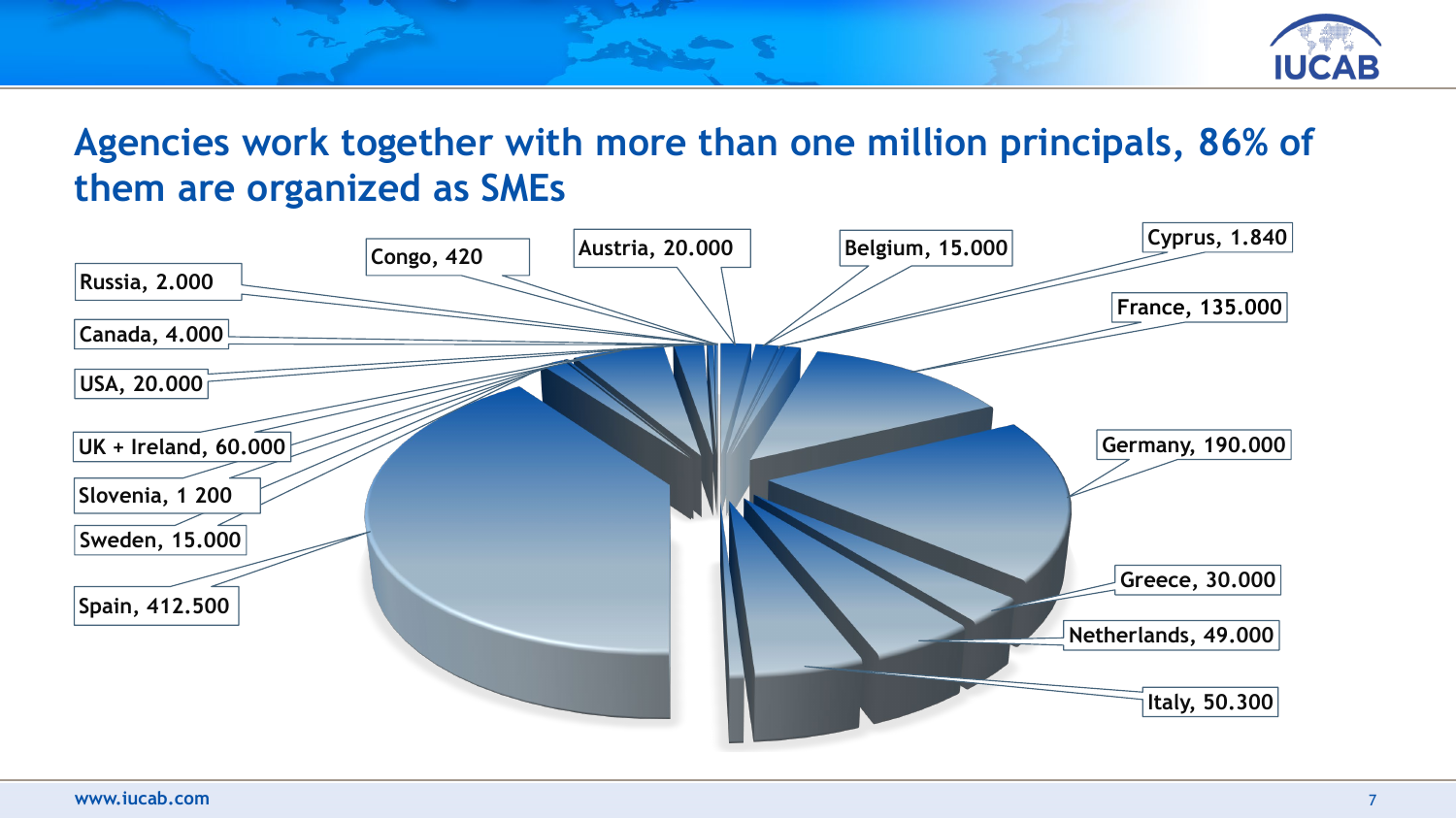# Agencies work together with more than one million principals, 86% of them are organized as SMEs

Congo, 420

Austria, 20.000

Belgium, 15.000

Cyprus, 1.840

Russia, 2.000

France, 135.000

Canada, 4.000

USA, 20.000

Germany, 190.000

UK + Ireland, 60.000

Slovenia, 1 200

Sweden, 15.000

Greece, 30.000

Spain, 412.500

Netherlands, 49.000

Italy, 50.300

www.iucab.com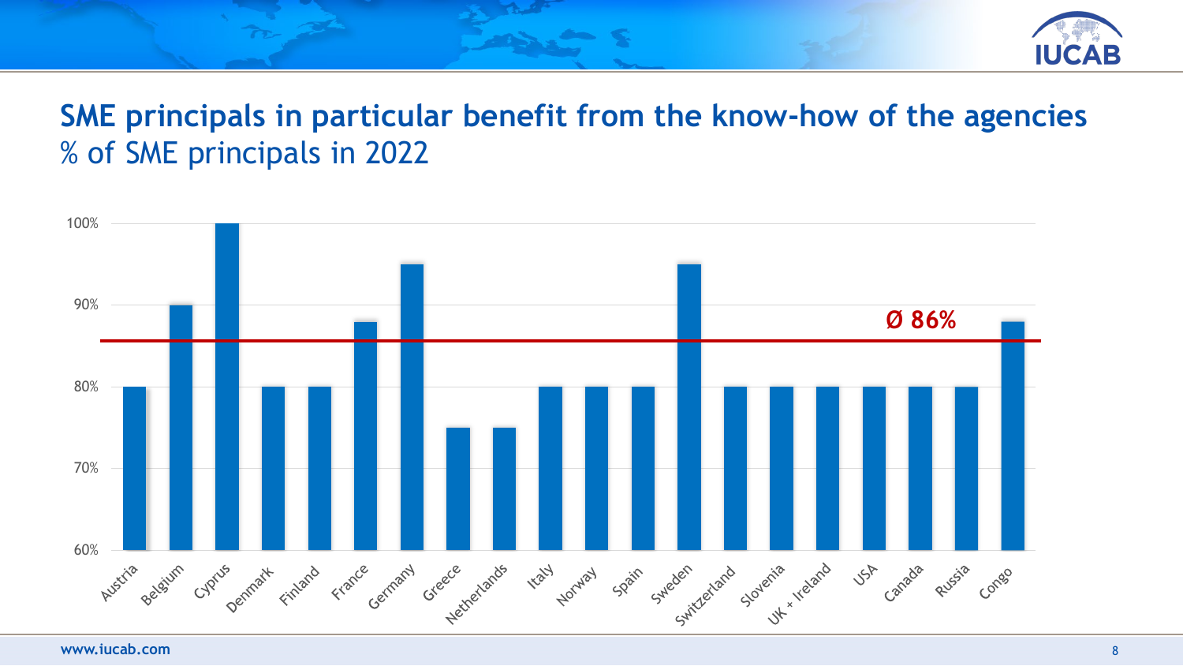## SME principals in particular benefit from the know-how of the agencies

% of SME principals in 2022

| Country | % |
|---|---|
| Austria | 80% |
| Belgium | 90% |
| Cyprus | 100% |
| Denmark | 80% |
| Finland | 80% |
| France | 88% |
| Germany | 95% |
| Greece | 75% |
| Netherlands | 75% |
| Italy | 80% |
| Norway | 80% |
| Spain | 80% |
| Sweden | 95% |
| Switzerland | 80% |
| Slovenia | 80% |
| UK + Ireland | 80% |
| USA | 80% |
| Canada | 80% |
| Russia | 80% |
| Congo | 88% |

Ø 86%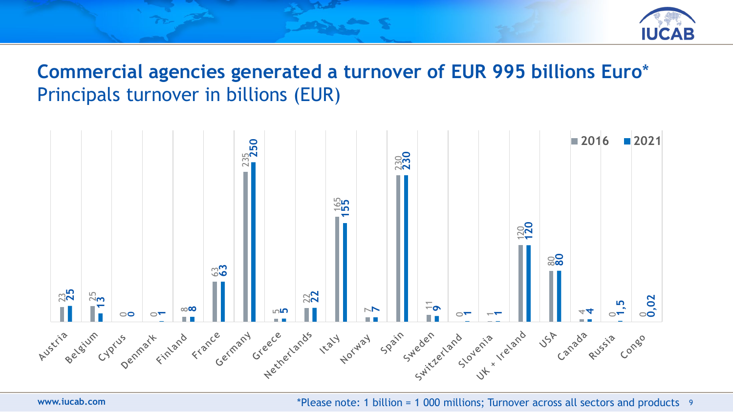# Commercial agencies generated a turnover of EUR 995 billions Euro*

## Principals turnover in billions (EUR)

| Country | 2016 | 2021 |
| --- | --- | --- |
| Austria | 23 | 25 |
| Belgium | 25 | 13 |
| Cyprus | 0 | 0 |
| Denmark | 0 | 1 |
| Finland | 8 | 8 |
| France | 63 | 63 |
| Germany | 235 | 250 |
| Greece | 5 | 5 |
| Netherlands | 22 | 22 |
| Italy | 165 | 155 |
| Norway | 7 | 7 |
| Spain | 230 | 230 |
| Sweden | 11 | 9 |
| Switzerland | 0 | 1 |
| Slovenia | 1 | 1 |
| UK + Ireland | 120 | 120 |
| USA | 80 | 80 |
| Canada | 4 | 4 |
| Russia | 0 | 1,5 |
| Congo | 0 | 0,02 |

www.iucab.com

*Please note: 1 billion = 1 000 millions; Turnover across all sectors and products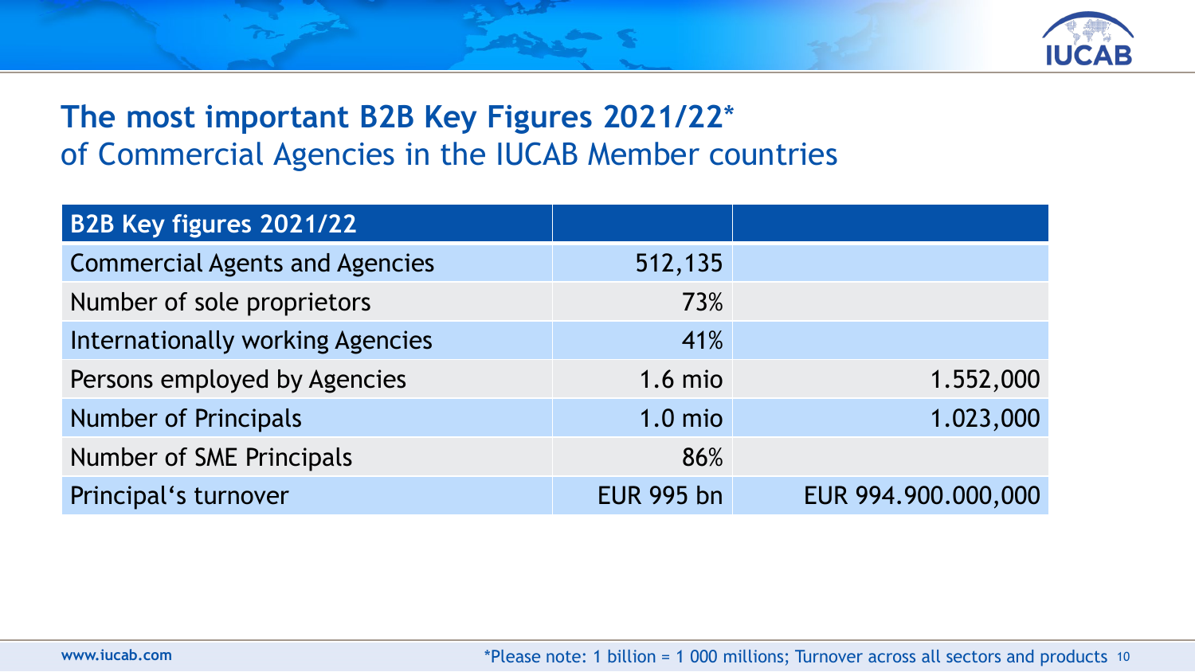## **The most important B2B Key Figures 2021/22***
of Commercial Agencies in the IUCAB Member countries

| B2B Key figures 2021/22 | | |
|---|---|---|
| Commercial Agents and Agencies | 512,135 | |
| Number of sole proprietors | 73% | |
| Internationally working Agencies | 41% | |
| Persons employed by Agencies | 1.6 mio | 1.552,000 |
| Number of Principals | 1.0 mio | 1.023,000 |
| Number of SME Principals | 86% | |
| Principal‘s turnover | EUR 995 bn | EUR 994.900.000,000 |

www.iucab.com

*Please note: 1 billion = 1 000 millions; Turnover across all sectors and products